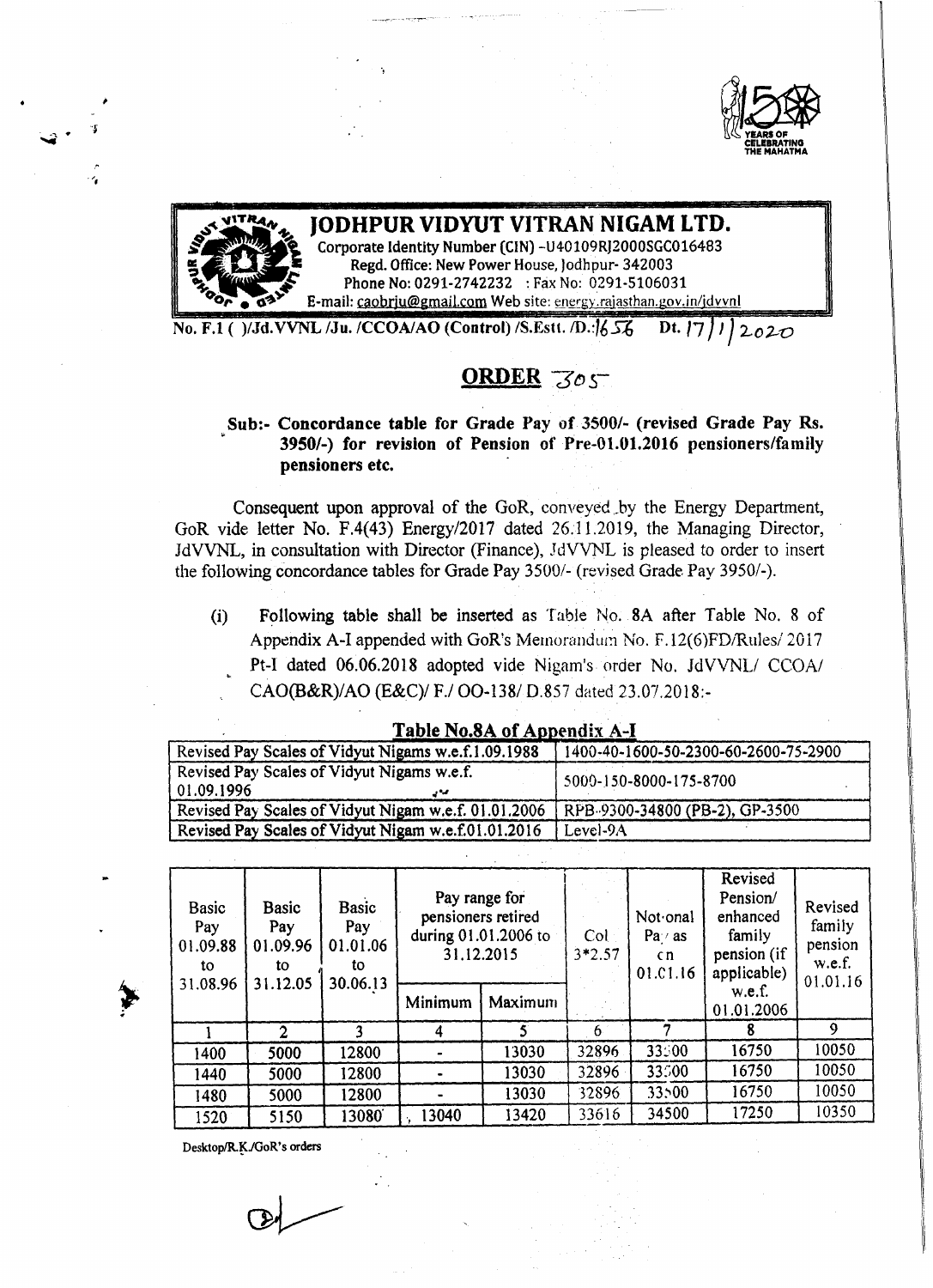# JODHPUR VIDYUT VITRAN NIGAM LTD.

Corporate Identity Number (CIN) -U40109RJ2000SGC016483
Regd. Office: New Power House, Jodhpur- 342003
Phone No: 0291-2742232 : Fax No: 0291-5106031
E-mail: caobrju@gmail.com Web site: energy.rajasthan.gov.in/jdvvnl

No. F.1 ( )/Jd.VVNL /Ju. /CCOA/AO (Control) /S.Estt. /D.:1656 Dt. 17/1/2020

## ORDER 305

**Sub:- Concordance table for Grade Pay of 3500/- (revised Grade Pay Rs. 3950/-) for revision of Pension of Pre-01.01.2016 pensioners/family pensioners etc.**

Consequent upon approval of the GoR, conveyed by the Energy Department, GoR vide letter No. F.4(43) Energy/2017 dated 26.11.2019, the Managing Director, JdVVNL, in consultation with Director (Finance), JdVVNL is pleased to order to insert the following concordance tables for Grade Pay 3500/- (revised Grade Pay 3950/-).

(i) Following table shall be inserted as Table No. 8A after Table No. 8 of Appendix A-I appended with GoR's Memorandum No. F.12(6)FD/Rules/ 2017 Pt-I dated 06.06.2018 adopted vide Nigam's order No. JdVVNL/ CCOA/ CAO(B&R)/AO (E&C)/ F./ OO-138/ D.857 dated 23.07.2018:-

**Table No.8A of Appendix A-I**

| | |
|---|---|
| Revised Pay Scales of Vidyut Nigams w.e.f.1.09.1988 | 1400-40-1600-50-2300-60-2600-75-2900 |
| Revised Pay Scales of Vidyut Nigams w.e.f. 01.09.1996 | 5000-150-8000-175-8700 |
| Revised Pay Scales of Vidyut Nigam w.e.f. 01.01.2006 | RPB-9300-34800 (PB-2), GP-3500 |
| Revised Pay Scales of Vidyut Nigam w.e.f.01.01.2016 | Level-9A |

| Basic Pay 01.09.88 to 31.08.96 | Basic Pay 01.09.96 to 31.12.05 | Basic Pay 01.01.06 to 30.06.13 | Pay range for pensioners retired during 01.01.2006 to 31.12.2015 | | Col 3*2.57 | Notional Pay as on 01.01.16 | Revised Pension/ enhanced family pension (if applicable) w.e.f. 01.01.2006 | Revised family pension w.e.f. 01.01.16 |
|---|---|---|---|---|---|---|---|---|
| | | | Minimum | Maximum | | | | |
| 1 | 2 | 3 | 4 | 5 | 6 | 7 | 8 | 9 |
| 1400 | 5000 | 12800 | - | 13030 | 32896 | 33500 | 16750 | 10050 |
| 1440 | 5000 | 12800 | - | 13030 | 32896 | 33500 | 16750 | 10050 |
| 1480 | 5000 | 12800 | - | 13030 | 32896 | 33500 | 16750 | 10050 |
| 1520 | 5150 | 13080 | 13040 | 13420 | 33616 | 34500 | 17250 | 10350 |

Desktop/R.K./GoR's orders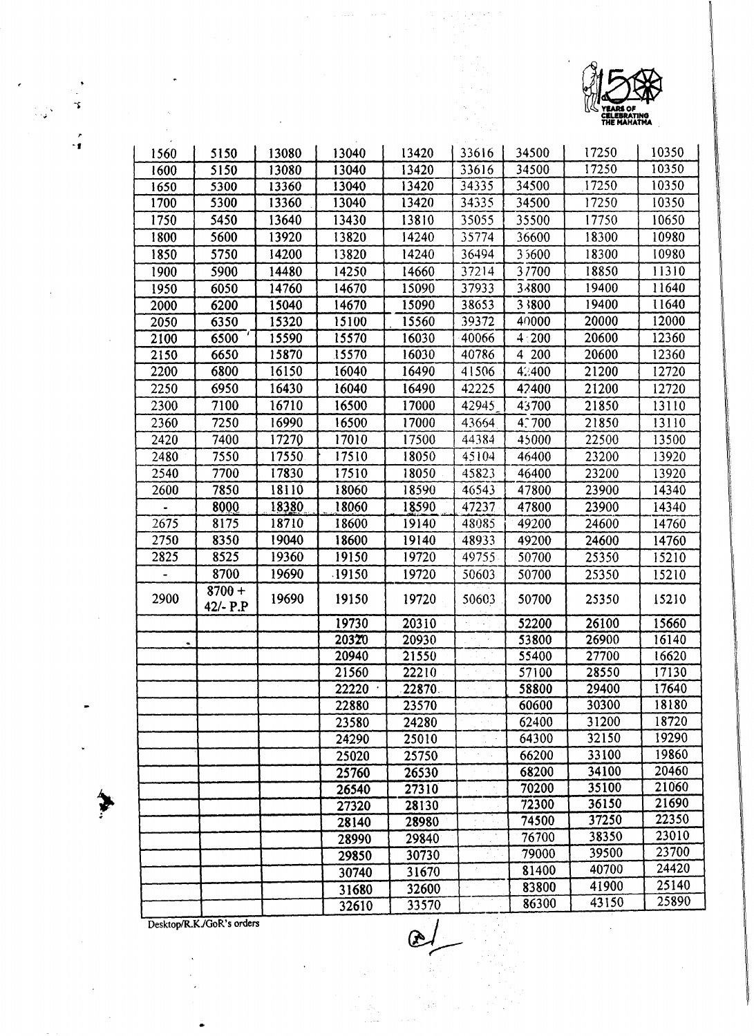| 1560 | 5150 | 13080 | 13040 | 13420 | 33616 | 34500 | 17250 | 10350 |
|---|---|---|---|---|---|---|---|---|
| 1600 | 5150 | 13080 | 13040 | 13420 | 33616 | 34500 | 17250 | 10350 |
| 1650 | 5300 | 13360 | 13040 | 13420 | 34335 | 34500 | 17250 | 10350 |
| 1700 | 5300 | 13360 | 13040 | 13420 | 34335 | 34500 | 17250 | 10350 |
| 1750 | 5450 | 13640 | 13430 | 13810 | 35055 | 35500 | 17750 | 10650 |
| 1800 | 5600 | 13920 | 13820 | 14240 | 35774 | 36600 | 18300 | 10980 |
| 1850 | 5750 | 14200 | 13820 | 14240 | 36494 | 36600 | 18300 | 10980 |
| 1900 | 5900 | 14480 | 14250 | 14660 | 37214 | 37700 | 18850 | 11310 |
| 1950 | 6050 | 14760 | 14670 | 15090 | 37933 | 38800 | 19400 | 11640 |
| 2000 | 6200 | 15040 | 14670 | 15090 | 38653 | 38800 | 19400 | 11640 |
| 2050 | 6350 | 15320 | 15100 | 15560 | 39372 | 40000 | 20000 | 12000 |
| 2100 | 6500 | 15590 | 15570 | 16030 | 40066 | 41200 | 20600 | 12360 |
| 2150 | 6650 | 15870 | 15570 | 16030 | 40786 | 41200 | 20600 | 12360 |
| 2200 | 6800 | 16150 | 16040 | 16490 | 41506 | 42400 | 21200 | 12720 |
| 2250 | 6950 | 16430 | 16040 | 16490 | 42225 | 42400 | 21200 | 12720 |
| 2300 | 7100 | 16710 | 16500 | 17000 | 42945 | 43700 | 21850 | 13110 |
| 2360 | 7250 | 16990 | 16500 | 17000 | 43664 | 43700 | 21850 | 13110 |
| 2420 | 7400 | 17270 | 17010 | 17500 | 44384 | 45000 | 22500 | 13500 |
| 2480 | 7550 | 17550 | 17510 | 18050 | 45104 | 46400 | 23200 | 13920 |
| 2540 | 7700 | 17830 | 17510 | 18050 | 45823 | 46400 | 23200 | 13920 |
| 2600 | 7850 | 18110 | 18060 | 18590 | 46543 | 47800 | 23900 | 14340 |
| - | 8000 | 18380 | 18060 | 18590 | 47237 | 47800 | 23900 | 14340 |
| 2675 | 8175 | 18710 | 18600 | 19140 | 48085 | 49200 | 24600 | 14760 |
| 2750 | 8350 | 19040 | 18600 | 19140 | 48933 | 49200 | 24600 | 14760 |
| 2825 | 8525 | 19360 | 19150 | 19720 | 49755 | 50700 | 25350 | 15210 |
| - | 8700 | 19690 | 19150 | 19720 | 50603 | 50700 | 25350 | 15210 |
| 2900 | 8700 + 42/- P.P | 19690 | 19150 | 19720 | 50603 | 50700 | 25350 | 15210 |
| | | | 19730 | 20310 | | 52200 | 26100 | 15660 |
| | | | 20320 | 20930 | | 53800 | 26900 | 16140 |
| | | | 20940 | 21550 | | 55400 | 27700 | 16620 |
| | | | 21560 | 22210 | | 57100 | 28550 | 17130 |
| | | | 22220 | 22870 | | 58800 | 29400 | 17640 |
| | | | 22880 | 23570 | | 60600 | 30300 | 18180 |
| | | | 23580 | 24280 | | 62400 | 31200 | 18720 |
| | | | 24290 | 25010 | | 64300 | 32150 | 19290 |
| | | | 25020 | 25750 | | 66200 | 33100 | 19860 |
| | | | 25760 | 26530 | | 68200 | 34100 | 20460 |
| | | | 26540 | 27310 | | 70200 | 35100 | 21060 |
| | | | 27320 | 28130 | | 72300 | 36150 | 21690 |
| | | | 28140 | 28980 | | 74500 | 37250 | 22350 |
| | | | 28990 | 29840 | | 76700 | 38350 | 23010 |
| | | | 29850 | 30730 | | 79000 | 39500 | 23700 |
| | | | 30740 | 31670 | | 81400 | 40700 | 24420 |
| | | | 31680 | 32600 | | 83800 | 41900 | 25140 |
| | | | 32610 | 33570 | | 86300 | 43150 | 25890 |

Desktop/R.K./GoR's orders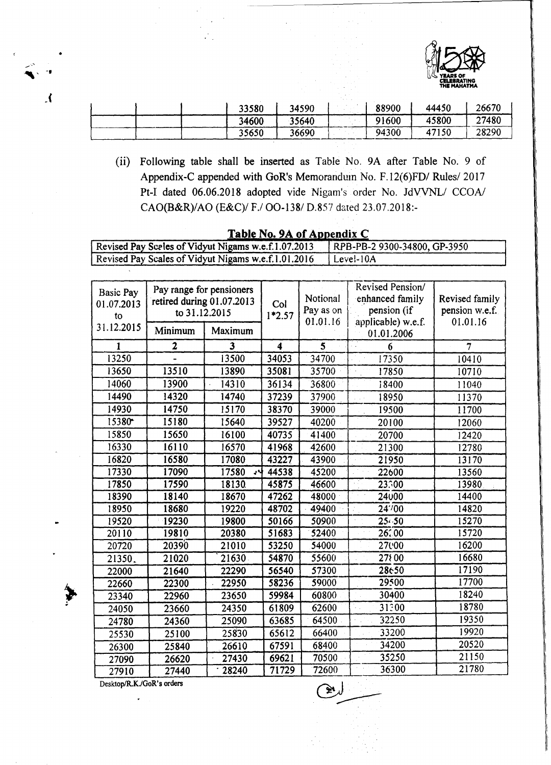|  |  |  | 33580 | 34590 |  | 88900 | 44450 | 26670 |
|---|---|---|---|---|---|---|---|---|
|  |  |  | 34600 | 35640 |  | 91600 | 45800 | 27480 |
|  |  |  | 35650 | 36690 |  | 94300 | 47150 | 28290 |

(ii) Following table shall be inserted as Table No. 9A after Table No. 9 of Appendix-C appended with GoR's Memorandum No. F.12(6)FD/ Rules/ 2017 Pt-I dated 06.06.2018 adopted vide Nigam's order No. JdVVNL/ CCOA/ CAO(B&R)/AO (E&C)/ F./ OO-138/ D.857 dated 23.07.2018:-

**Table No. 9A of Appendix C**

| Revised Pay Scales of Vidyut Nigams w.e.f.1.07.2013 | RPB-PB-2 9300-34800, GP-3950 |
|---|---|
| Revised Pay Scales of Vidyut Nigams w.e.f.1.01.2016 | Level-10A |

| Basic Pay 01.07.2013 to 31.12.2015 | Pay range for pensioners retired during 01.07.2013 to 31.12.2015 | | Col 1*2.57 | Notional Pay as on 01.01.16 | Revised Pension/ enhanced family pension (if applicable) w.e.f. 01.01.2006 | Revised family pension w.e.f. 01.01.16 |
|---|---|---|---|---|---|---|
| | Minimum | Maximum | | | | |
| 1 | 2 | 3 | 4 | 5 | 6 | 7 |
| 13250 | - | 13500 | 34053 | 34700 | 17350 | 10410 |
| 13650 | 13510 | 13890 | 35081 | 35700 | 17850 | 10710 |
| 14060 | 13900 | 14310 | 36134 | 36800 | 18400 | 11040 |
| 14490 | 14320 | 14740 | 37239 | 37900 | 18950 | 11370 |
| 14930 | 14750 | 15170 | 38370 | 39000 | 19500 | 11700 |
| 15380 | 15180 | 15640 | 39527 | 40200 | 20100 | 12060 |
| 15850 | 15650 | 16100 | 40735 | 41400 | 20700 | 12420 |
| 16330 | 16110 | 16570 | 41968 | 42600 | 21300 | 12780 |
| 16820 | 16580 | 17080 | 43227 | 43900 | 21950 | 13170 |
| 17330 | 17090 | 17580 | 44538 | 45200 | 22600 | 13560 |
| 17850 | 17590 | 18130 | 45875 | 46600 | 23300 | 13980 |
| 18390 | 18140 | 18670 | 47262 | 48000 | 24000 | 14400 |
| 18950 | 18680 | 19220 | 48702 | 49400 | 24700 | 14820 |
| 19520 | 19230 | 19800 | 50166 | 50900 | 25450 | 15270 |
| 20110 | 19810 | 20380 | 51683 | 52400 | 26200 | 15720 |
| 20720 | 20390 | 21010 | 53250 | 54000 | 27000 | 16200 |
| 21350 | 21020 | 21630 | 54870 | 55600 | 27800 | 16680 |
| 22000 | 21640 | 22290 | 56540 | 57300 | 28650 | 17190 |
| 22660 | 22300 | 22950 | 58236 | 59000 | 29500 | 17700 |
| 23340 | 22960 | 23650 | 59984 | 60800 | 30400 | 18240 |
| 24050 | 23660 | 24350 | 61809 | 62600 | 31300 | 18780 |
| 24780 | 24360 | 25090 | 63685 | 64500 | 32250 | 19350 |
| 25530 | 25100 | 25830 | 65612 | 66400 | 33200 | 19920 |
| 26300 | 25840 | 26610 | 67591 | 68400 | 34200 | 20520 |
| 27090 | 26620 | 27430 | 69621 | 70500 | 35250 | 21150 |
| 27910 | 27440 | 28240 | 71729 | 72600 | 36300 | 21780 |

Desktop/R.K./GoR's orders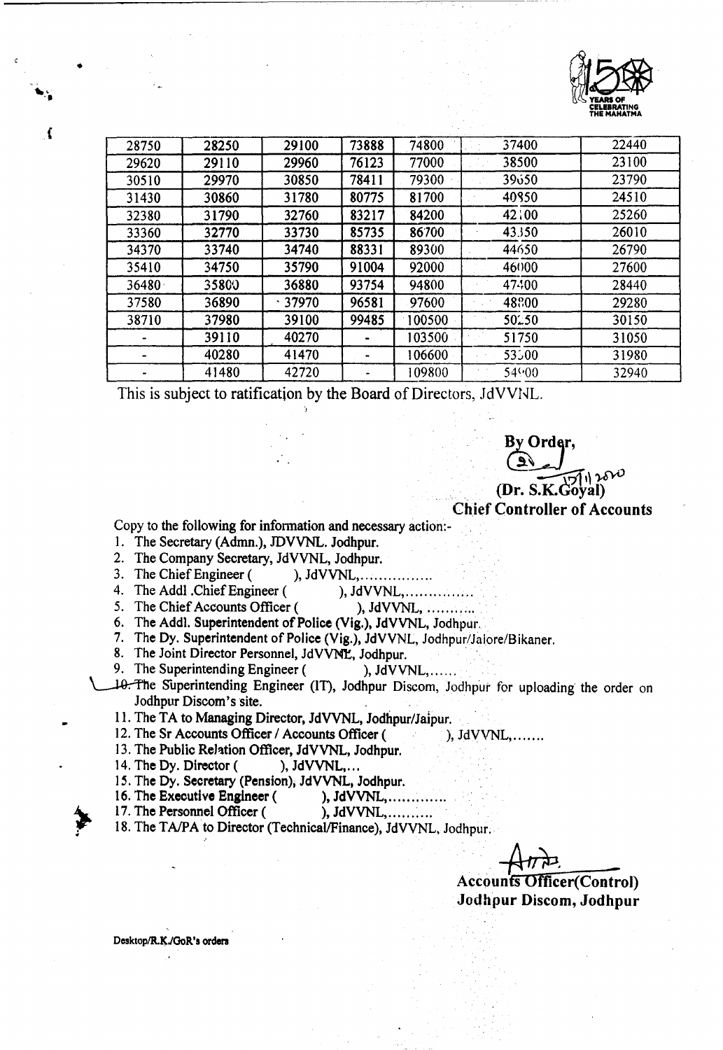| | | | | | | |
|---|---|---|---|---|---|---|
| 28750 | 28250 | 29100 | 73888 | 74800 | 37400 | 22440 |
| 29620 | 29110 | 29960 | 76123 | 77000 | 38500 | 23100 |
| 30510 | 29970 | 30850 | 78411 | 79300 | 39650 | 23790 |
| 31430 | 30860 | 31780 | 80775 | 81700 | 40850 | 24510 |
| 32380 | 31790 | 32760 | 83217 | 84200 | 42100 | 25260 |
| 33360 | 32770 | 33730 | 85735 | 86700 | 43350 | 26010 |
| 34370 | 33740 | 34740 | 88331 | 89300 | 44650 | 26790 |
| 35410 | 34750 | 35790 | 91004 | 92000 | 46000 | 27600 |
| 36480 | 35800 | 36880 | 93754 | 94800 | 47400 | 28440 |
| 37580 | 36890 | 37970 | 96581 | 97600 | 48800 | 29280 |
| 38710 | 37980 | 39100 | 99485 | 100500 | 50250 | 30150 |
| - | 39110 | 40270 | - | 103500 | 51750 | 31050 |
| - | 40280 | 41470 | - | 106600 | 53300 | 31980 |
| - | 41480 | 42720 | - | 109800 | 54900 | 32940 |

This is subject to ratification by the Board of Directors, JdVVNL.

**By Order,**

**(Dr. S.K.Goyal)**
**Chief Controller of Accounts**

Copy to the following for information and necessary action:-

1. The Secretary (Admn.), JDVVNL. Jodhpur.
2. The Company Secretary, JdVVNL, Jodhpur.
3. The Chief Engineer ( ), JdVVNL,……………
4. The Addl .Chief Engineer ( ), JdVVNL,……………
5. The Chief Accounts Officer ( ), JdVVNL, ………..
6. The Addl. Superintendent of Police (Vig.), JdVVNL, Jodhpur.
7. The Dy. Superintendent of Police (Vig.), JdVVNL, Jodhpur/Jalore/Bikaner.
8. The Joint Director Personnel, JdVVNL, Jodhpur.
9. The Superintending Engineer ( ), JdVVNL,……
10. The Superintending Engineer (IT), Jodhpur Discom, Jodhpur for uploading the order on Jodhpur Discom's site.
11. The TA to Managing Director, JdVVNL, Jodhpur/Jaipur.
12. The Sr Accounts Officer / Accounts Officer ( ), JdVVNL,…….
13. The Public Relation Officer, JdVVNL, Jodhpur.
14. The Dy. Director ( ), JdVVNL,…
15. The Dy. Secretary (Pension), JdVVNL, Jodhpur.
16. The Executive Engineer ( ), JdVVNL,………….
17. The Personnel Officer ( ), JdVVNL,……….
18. The TA/PA to Director (Technical/Finance), JdVVNL, Jodhpur.

**Accounts Officer(Control)**
**Jodhpur Discom, Jodhpur**

Desktop/R.K./GoR's orders